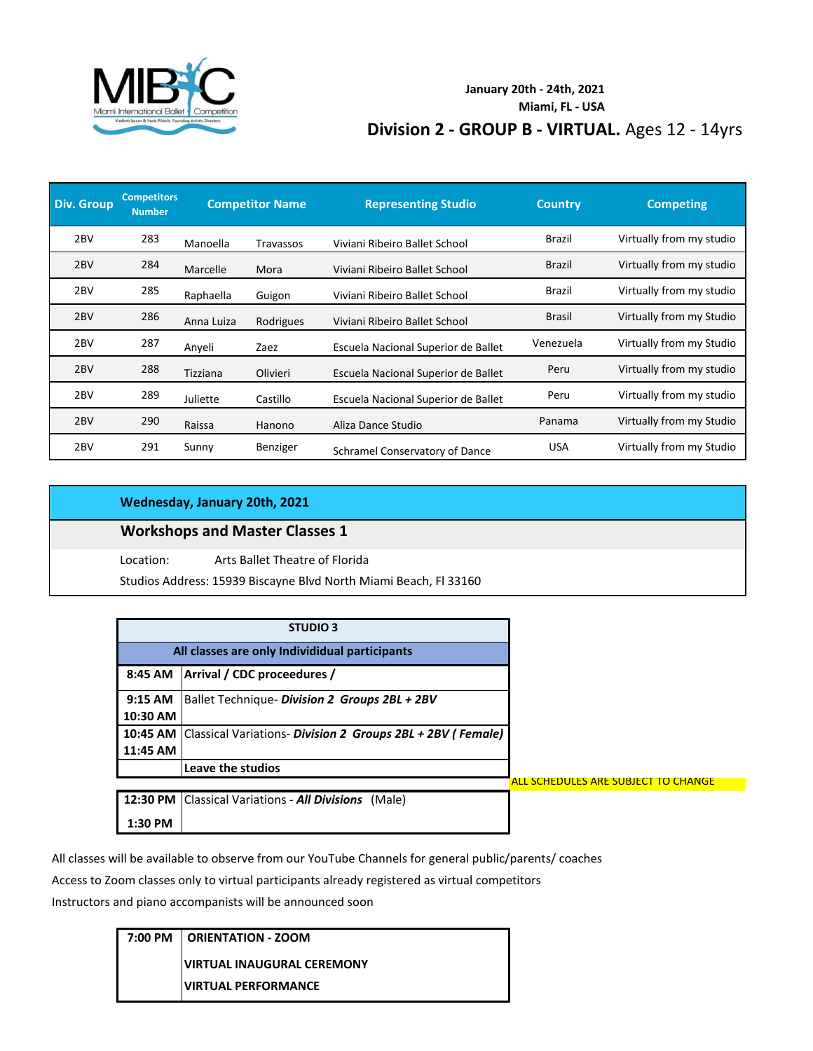MIBC Miami International Ballet Competition

January 20th - 24th, 2021

Miami, FL - USA

## Division 2 - GROUP B - VIRTUAL. Ages 12 - 14yrs

| Div. Group | Competitors Number | Competitor Name | | Representing Studio | Country | Competing |
|---|---|---|---|---|---|---|
| 2BV | 283 | Manoella | Travassos | Viviani Ribeiro Ballet School | Brazil | Virtually from my studio |
| 2BV | 284 | Marcelle | Mora | Viviani Ribeiro Ballet School | Brazil | Virtually from my studio |
| 2BV | 285 | Raphaella | Guigon | Viviani Ribeiro Ballet School | Brazil | Virtually from my studio |
| 2BV | 286 | Anna Luiza | Rodrigues | Viviani Ribeiro Ballet School | Brasil | Virtually from my Studio |
| 2BV | 287 | Anyeli | Zaez | Escuela Nacional Superior de Ballet | Venezuela | Virtually from my Studio |
| 2BV | 288 | Tizziana | Olivieri | Escuela Nacional Superior de Ballet | Peru | Virtually from my studio |
| 2BV | 289 | Juliette | Castillo | Escuela Nacional Superior de Ballet | Peru | Virtually from my studio |
| 2BV | 290 | Raissa | Hanono | Aliza Dance Studio | Panama | Virtually from my Studio |
| 2BV | 291 | Sunny | Benziger | Schramel Conservatory of Dance | USA | Virtually from my Studio |

**Wednesday, January 20th, 2021**

**Workshops and Master Classes 1**

Location: Arts Ballet Theatre of Florida

Studios Address: 15939 Biscayne Blvd North Miami Beach, Fl 33160

| STUDIO 3 | |
|---|---|
| **All classes are only Individidual participants** | |
| **8:45 AM** | **Arrival / CDC proceedures /** |
| **9:15 AM 10:30 AM** | Ballet Technique- ***Division 2 Groups 2BL + 2BV*** |
| **10:45 AM 11:45 AM** | Classical Variations- ***Division 2 Groups 2BL + 2BV ( Female)*** |
| | **Leave the studios** |
| **12:30 PM 1:30 PM** | Classical Variations - ***All Divisions*** (Male) |

ALL SCHEDULES ARE SUBJECT TO CHANGE

All classes will be available to observe from our YouTube Channels for general public/parents/ coaches

Access to Zoom classes only to virtual participants already registered as virtual competitors

Instructors and piano accompanists will be announced soon

| | |
|---|---|
| **7:00 PM** | **ORIENTATION - ZOOM**<br>**VIRTUAL INAUGURAL CEREMONY**<br>**VIRTUAL PERFORMANCE** |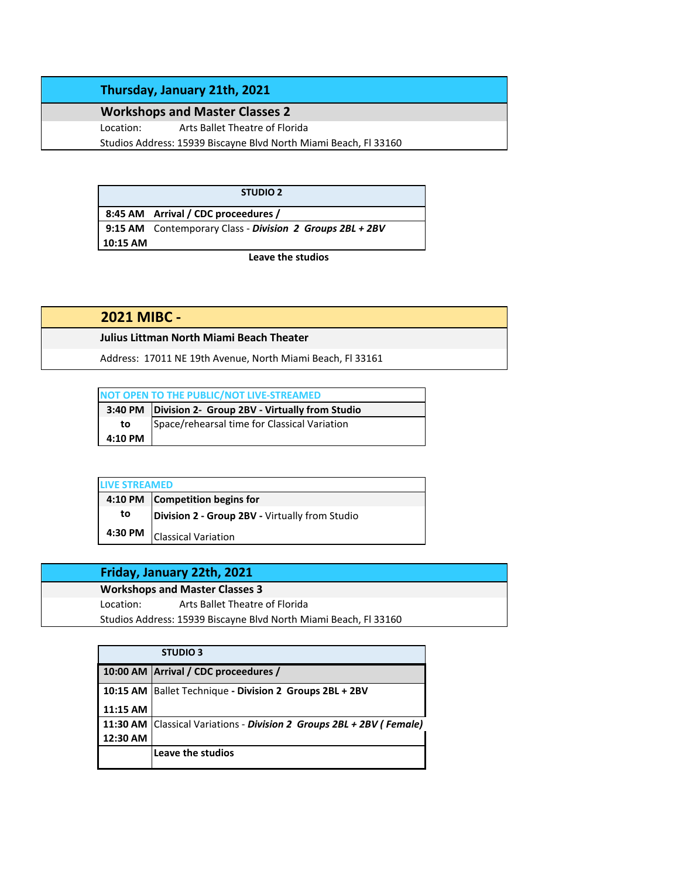## Thursday, January 21th, 2021

### Workshops and Master Classes 2

Location: Arts Ballet Theatre of Florida

Studios Address: 15939 Biscayne Blvd North Miami Beach, Fl 33160

| STUDIO 2 | |
|---|---|
| **8:45 AM** | **Arrival / CDC proceedures /** |
| **9:15 AM** | Contemporary Class - ***Division 2 Groups 2BL + 2BV*** |
| **10:15 AM** | |

**Leave the studios**

## 2021 MIBC -

**Julius Littman North Miami Beach Theater**

Address: 17011 NE 19th Avenue, North Miami Beach, Fl 33161

| NOT OPEN TO THE PUBLIC/NOT LIVE-STREAMED | |
|---|---|
| **3:40 PM** | **Division 2- Group 2BV - Virtually from Studio** |
| **to** | Space/rehearsal time for Classical Variation |
| **4:10 PM** | |

| LIVE STREAMED | |
|---|---|
| **4:10 PM** | **Competition begins for** |
| **to** | **Division 2 - Group 2BV -** Virtually from Studio |
| **4:30 PM** | Classical Variation |

## Friday, January 22th, 2021

### Workshops and Master Classes 3

Location: Arts Ballet Theatre of Florida

Studios Address: 15939 Biscayne Blvd North Miami Beach, Fl 33160

| STUDIO 3 | |
|---|---|
| **10:00 AM** | **Arrival / CDC proceedures /** |
| **10:15 AM** | Ballet Technique **- Division 2 Groups 2BL + 2BV** |
| **11:15 AM** | |
| **11:30 AM** | Classical Variations - ***Division 2 Groups 2BL + 2BV ( Female)*** |
| **12:30 AM** | |
| | **Leave the studios** |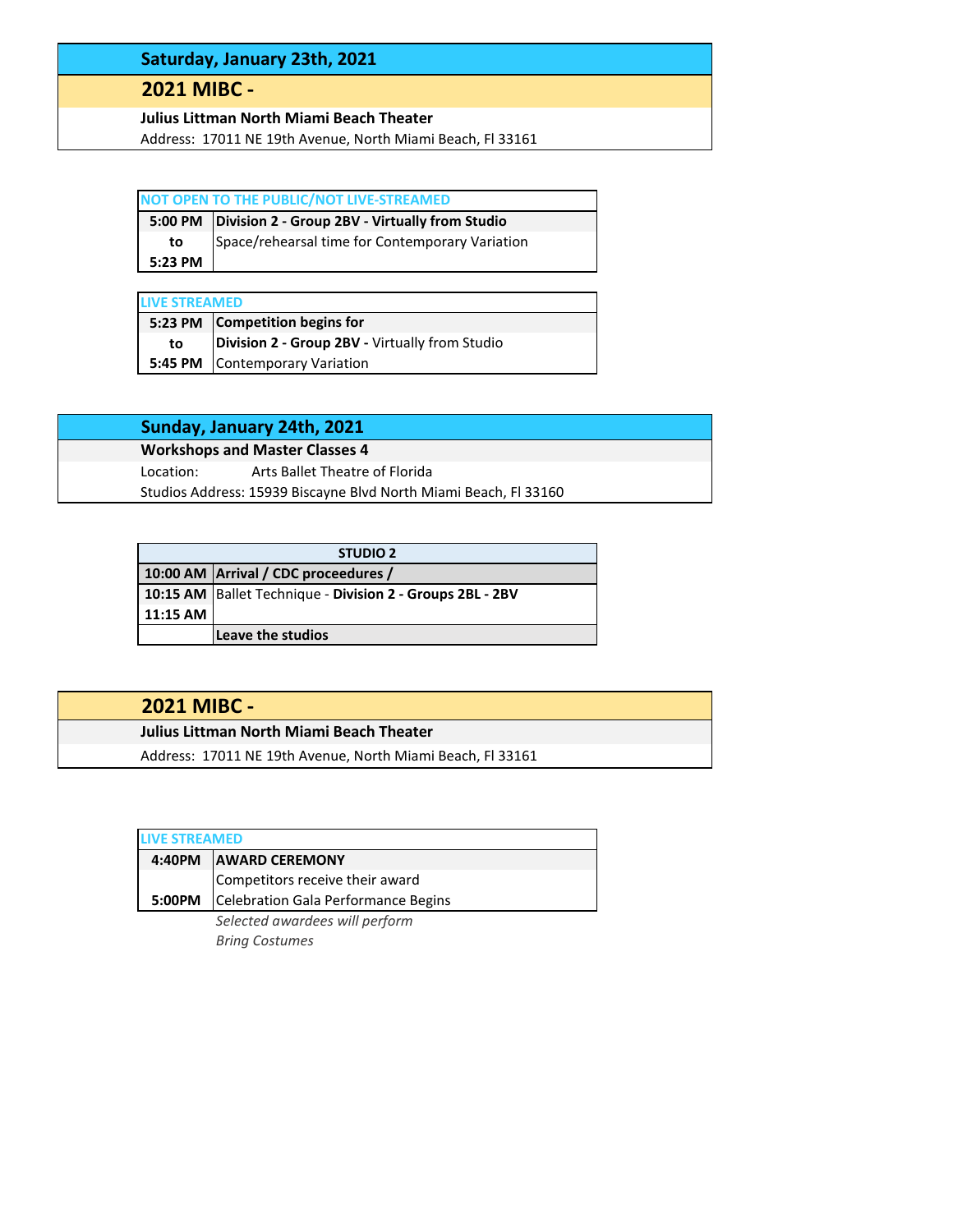## Saturday, January 23th, 2021

## 2021 MIBC -

**Julius Littman North Miami Beach Theater**

Address: 17011 NE 19th Avenue, North Miami Beach, Fl 33161

| NOT OPEN TO THE PUBLIC/NOT LIVE-STREAMED | |
|---|---|
| **5:00 PM** | **Division 2 - Group 2BV - Virtually from Studio** |
| **to** | Space/rehearsal time for Contemporary Variation |
| **5:23 PM** | |

| LIVE STREAMED | |
|---|---|
| **5:23 PM** | **Competition begins for** |
| **to** | **Division 2 - Group 2BV -** Virtually from Studio |
| **5:45 PM** | Contemporary Variation |

## Sunday, January 24th, 2021

**Workshops and Master Classes 4**

Location: Arts Ballet Theatre of Florida

Studios Address: 15939 Biscayne Blvd North Miami Beach, Fl 33160

| STUDIO 2 | |
|---|---|
| **10:00 AM** | **Arrival / CDC proceedures /** |
| **10:15 AM** | Ballet Technique - **Division 2 - Groups 2BL - 2BV** |
| **11:15 AM** | |
| | **Leave the studios** |

## 2021 MIBC -

**Julius Littman North Miami Beach Theater**

Address: 17011 NE 19th Avenue, North Miami Beach, Fl 33161

| LIVE STREAMED | |
|---|---|
| **4:40PM** | **AWARD CEREMONY** |
| | Competitors receive their award |
| **5:00PM** | Celebration Gala Performance Begins |

*Selected awardees will perform*

*Bring Costumes*